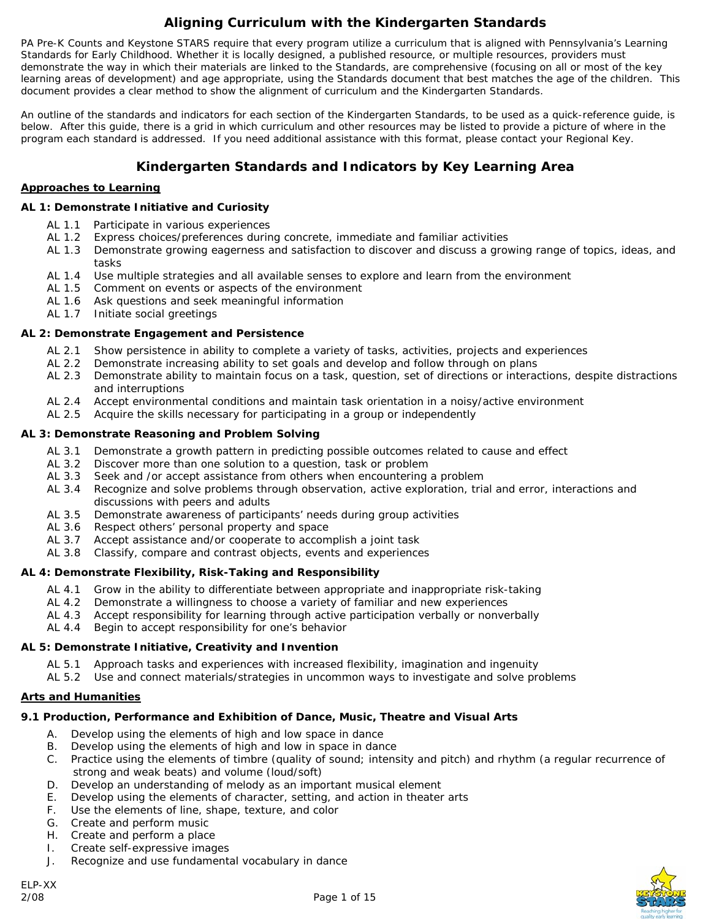# Aligning Curriculum with the Kindergarten Standards

PA Pre-K Counts and Keystone STARS require that every program utilize a curriculum that is aligned with Pennsylvania's Learning Standards for Early Childhood. Whether it is locally designed, a published resource, or multiple resources, providers must demonstrate the way in which their materials are linked to the Standards, are comprehensive (focusing on all or most of the key learning areas of development) and age appropriate, using the Standards document that best matches the age of the children. This document provides a clear method to show the alignment of curriculum and the Kindergarten Standards.

An outline of the standards and indicators for each section of the Kindergarten Standards, to be used as a quick-reference guide, is below. After this guide, there is a grid in which curriculum and other resources may be listed to provide a picture of where in the program each standard is addressed. If you need additional assistance with this format, please contact your Regional Key.

## Kindergarten Standards and Indicators by Key Learning Area

**Approaches to Learning**

### AL 1: Demonstrate Initiative and Curiosity

- AL 1.1 Participate in various experiences
- AL 1.2 Express choices/preferences during concrete, immediate and familiar activities
- AL 1.3 Demonstrate growing eagerness and satisfaction to discover and discuss a growing range of topics, ideas, and tasks
- AL 1.4 Use multiple strategies and all available senses to explore and learn from the environment
- AL 1.5 Comment on events or aspects of the environment
- AL 1.6 Ask questions and seek meaningful information
- AL 1.7 Initiate social greetings

### AL 2: Demonstrate Engagement and Persistence

- AL 2.1 Show persistence in ability to complete a variety of tasks, activities, projects and experiences
- AL 2.2 Demonstrate increasing ability to set goals and develop and follow through on plans
- AL 2.3 Demonstrate ability to maintain focus on a task, question, set of directions or interactions, despite distractions and interruptions
- AL 2.4 Accept environmental conditions and maintain task orientation in a noisy/active environment
- AL 2.5 Acquire the skills necessary for participating in a group or independently

### AL 3: Demonstrate Reasoning and Problem Solving

- AL 3.1 Demonstrate a growth pattern in predicting possible outcomes related to cause and effect
- AL 3.2 Discover more than one solution to a question, task or problem
- AL 3.3 Seek and /or accept assistance from others when encountering a problem
- AL 3.4 Recognize and solve problems through observation, active exploration, trial and error, interactions and discussions with peers and adults
- AL 3.5 Demonstrate awareness of participants' needs during group activities
- AL 3.6 Respect others' personal property and space
- AL 3.7 Accept assistance and/or cooperate to accomplish a joint task
- AL 3.8 Classify, compare and contrast objects, events and experiences

### AL 4: Demonstrate Flexibility, Risk-Taking and Responsibility

- AL 4.1 Grow in the ability to differentiate between appropriate and inappropriate risk-taking
- AL 4.2 Demonstrate a willingness to choose a variety of familiar and new experiences
- AL 4.3 Accept responsibility for learning through active participation verbally or nonverbally
- AL 4.4 Begin to accept responsibility for one's behavior

### AL 5: Demonstrate Initiative, Creativity and Invention

- AL 5.1 Approach tasks and experiences with increased flexibility, imagination and ingenuity
- AL 5.2 Use and connect materials/strategies in uncommon ways to investigate and solve problems

**Arts and Humanities**

### 9.1 Production, Performance and Exhibition of Dance, Music, Theatre and Visual Arts

- A. Develop using the elements of high and low space in dance
- B. Develop using the elements of high and low in space in dance
- C. Practice using the elements of timbre (quality of sound; intensity and pitch) and rhythm (a regular recurrence of strong and weak beats) and volume (loud/soft)
- D. Develop an understanding of melody as an important musical element
- E. Develop using the elements of character, setting, and action in theater arts
- F. Use the elements of line, shape, texture, and color
- G. Create and perform music
- H. Create and perform a place
- I. Create self-expressive images
- J. Recognize and use fundamental vocabulary in dance

ELP-XX
2/08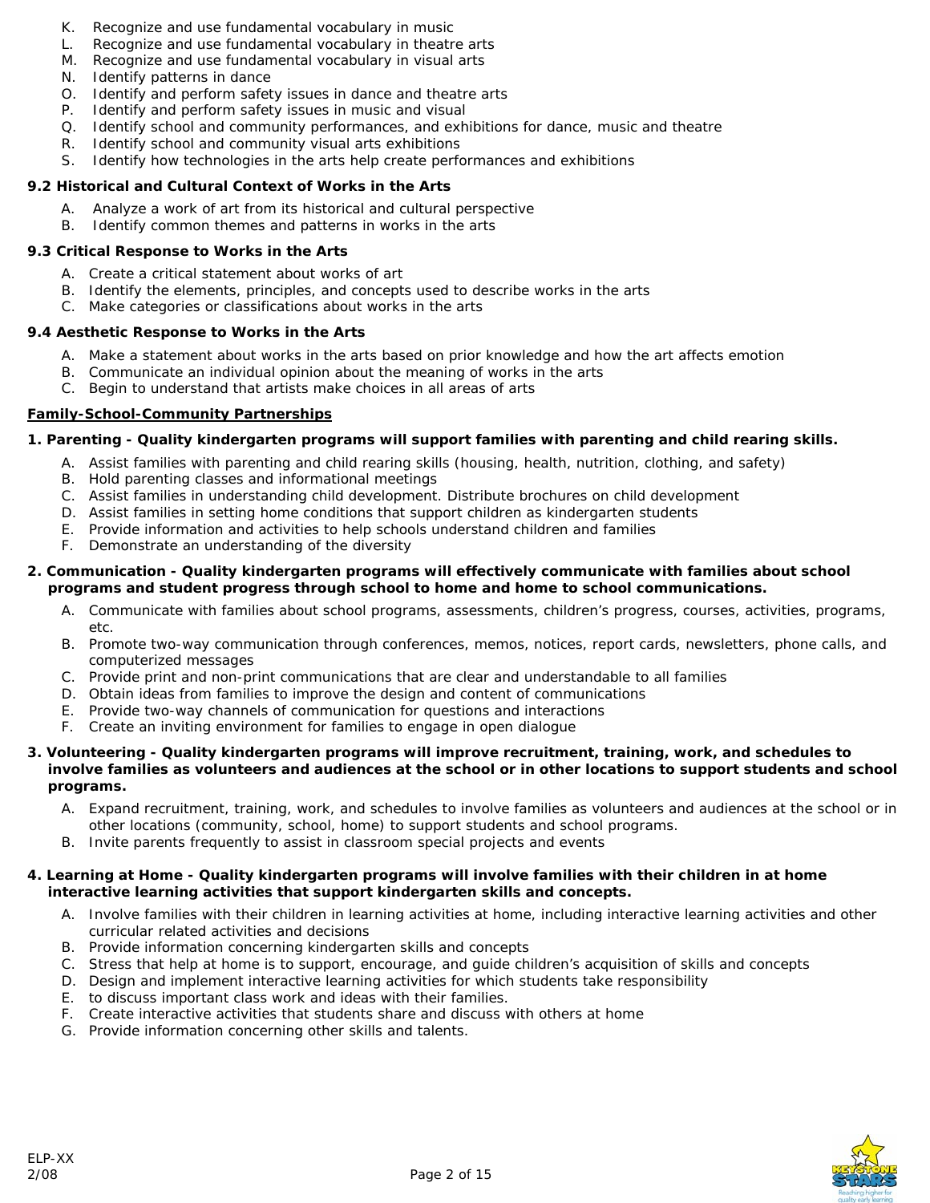K. Recognize and use fundamental vocabulary in music
L. Recognize and use fundamental vocabulary in theatre arts
M. Recognize and use fundamental vocabulary in visual arts
N. Identify patterns in dance
O. Identify and perform safety issues in dance and theatre arts
P. Identify and perform safety issues in music and visual
Q. Identify school and community performances, and exhibitions for dance, music and theatre
R. Identify school and community visual arts exhibitions
S. Identify how technologies in the arts help create performances and exhibitions

**9.2 Historical and Cultural Context of Works in the Arts**

A. Analyze a work of art from its historical and cultural perspective
B. Identify common themes and patterns in works in the arts

**9.3 Critical Response to Works in the Arts**

A. Create a critical statement about works of art
B. Identify the elements, principles, and concepts used to describe works in the arts
C. Make categories or classifications about works in the arts

**9.4 Aesthetic Response to Works in the Arts**

A. Make a statement about works in the arts based on prior knowledge and how the art affects emotion
B. Communicate an individual opinion about the meaning of works in the arts
C. Begin to understand that artists make choices in all areas of arts

**Family-School-Community Partnerships**

**1. Parenting - Quality kindergarten programs will support families with parenting and child rearing skills.**

A. Assist families with parenting and child rearing skills (housing, health, nutrition, clothing, and safety)
B. Hold parenting classes and informational meetings
C. Assist families in understanding child development. Distribute brochures on child development
D. Assist families in setting home conditions that support children as kindergarten students
E. Provide information and activities to help schools understand children and families
F. Demonstrate an understanding of the diversity

**2. Communication - Quality kindergarten programs will effectively communicate with families about school programs and student progress through school to home and home to school communications.**

A. Communicate with families about school programs, assessments, children's progress, courses, activities, programs, etc.
B. Promote two-way communication through conferences, memos, notices, report cards, newsletters, phone calls, and computerized messages
C. Provide print and non-print communications that are clear and understandable to all families
D. Obtain ideas from families to improve the design and content of communications
E. Provide two-way channels of communication for questions and interactions
F. Create an inviting environment for families to engage in open dialogue

**3. Volunteering - Quality kindergarten programs will improve recruitment, training, work, and schedules to involve families as volunteers and audiences at the school or in other locations to support students and school programs.**

A. Expand recruitment, training, work, and schedules to involve families as volunteers and audiences at the school or in other locations (community, school, home) to support students and school programs.
B. Invite parents frequently to assist in classroom special projects and events

**4. Learning at Home - Quality kindergarten programs will involve families with their children in at home interactive learning activities that support kindergarten skills and concepts.**

A. Involve families with their children in learning activities at home, including interactive learning activities and other curricular related activities and decisions
B. Provide information concerning kindergarten skills and concepts
C. Stress that help at home is to support, encourage, and guide children's acquisition of skills and concepts
D. Design and implement interactive learning activities for which students take responsibility
E. to discuss important class work and ideas with their families.
F. Create interactive activities that students share and discuss with others at home
G. Provide information concerning other skills and talents.

ELP-XX
2/08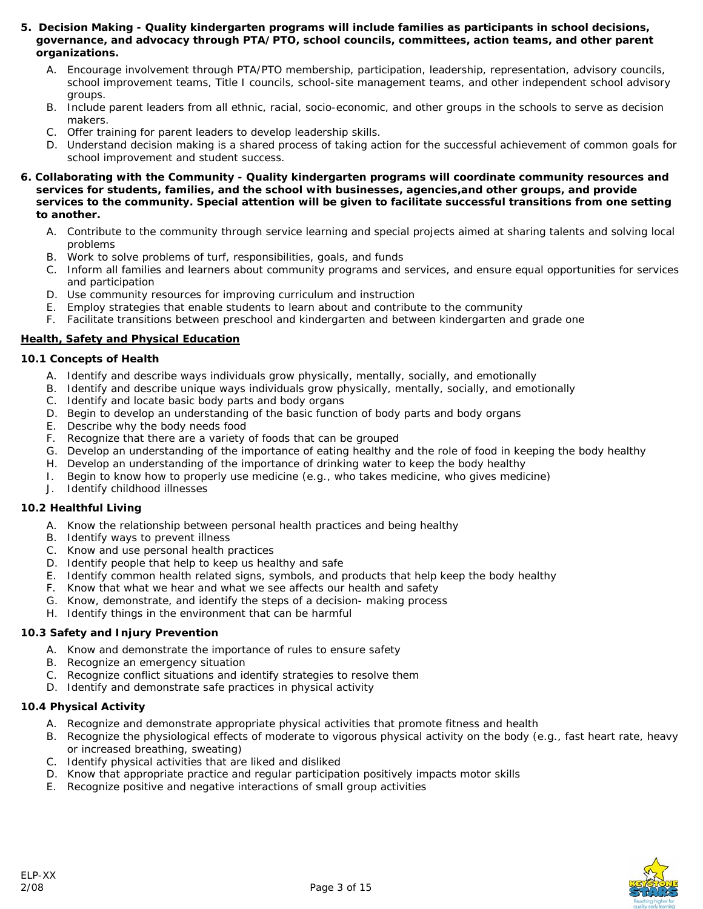5. **Decision Making - Quality kindergarten programs will include families as participants in school decisions, governance, and advocacy through PTA/PTO, school councils, committees, action teams, and other parent organizations.**

   A. Encourage involvement through PTA/PTO membership, participation, leadership, representation, advisory councils, school improvement teams, Title I councils, school-site management teams, and other independent school advisory groups.
   B. Include parent leaders from all ethnic, racial, socio-economic, and other groups in the schools to serve as decision makers.
   C. Offer training for parent leaders to develop leadership skills.
   D. Understand decision making is a shared process of taking action for the successful achievement of common goals for school improvement and student success.

6. **Collaborating with the Community - Quality kindergarten programs will coordinate community resources and services for students, families, and the school with businesses, agencies,and other groups, and provide services to the community. Special attention will be given to facilitate successful transitions from one setting to another.**

   A. Contribute to the community through service learning and special projects aimed at sharing talents and solving local problems
   B. Work to solve problems of turf, responsibilities, goals, and funds
   C. Inform all families and learners about community programs and services, and ensure equal opportunities for services and participation
   D. Use community resources for improving curriculum and instruction
   E. Employ strategies that enable students to learn about and contribute to the community
   F. Facilitate transitions between preschool and kindergarten and between kindergarten and grade one

## Health, Safety and Physical Education

### 10.1 Concepts of Health

A. Identify and describe ways individuals grow physically, mentally, socially, and emotionally
B. Identify and describe unique ways individuals grow physically, mentally, socially, and emotionally
C. Identify and locate basic body parts and body organs
D. Begin to develop an understanding of the basic function of body parts and body organs
E. Describe why the body needs food
F. Recognize that there are a variety of foods that can be grouped
G. Develop an understanding of the importance of eating healthy and the role of food in keeping the body healthy
H. Develop an understanding of the importance of drinking water to keep the body healthy
I. Begin to know how to properly use medicine (e.g., who takes medicine, who gives medicine)
J. Identify childhood illnesses

### 10.2 Healthful Living

A. Know the relationship between personal health practices and being healthy
B. Identify ways to prevent illness
C. Know and use personal health practices
D. Identify people that help to keep us healthy and safe
E. Identify common health related signs, symbols, and products that help keep the body healthy
F. Know that what we hear and what we see affects our health and safety
G. Know, demonstrate, and identify the steps of a decision- making process
H. Identify things in the environment that can be harmful

### 10.3 Safety and Injury Prevention

A. Know and demonstrate the importance of rules to ensure safety
B. Recognize an emergency situation
C. Recognize conflict situations and identify strategies to resolve them
D. Identify and demonstrate safe practices in physical activity

### 10.4 Physical Activity

A. Recognize and demonstrate appropriate physical activities that promote fitness and health
B. Recognize the physiological effects of moderate to vigorous physical activity on the body (e.g., fast heart rate, heavy or increased breathing, sweating)
C. Identify physical activities that are liked and disliked
D. Know that appropriate practice and regular participation positively impacts motor skills
E. Recognize positive and negative interactions of small group activities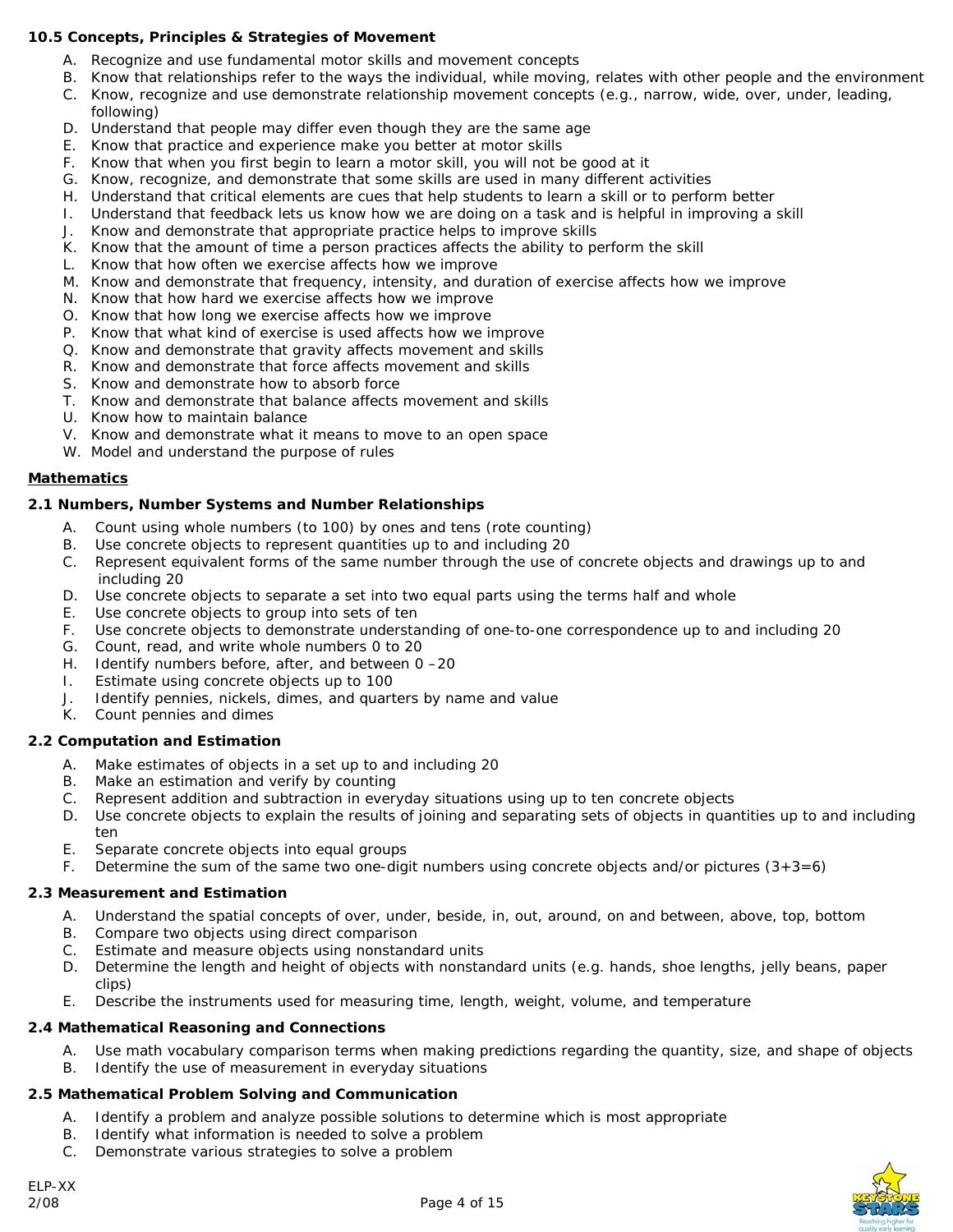**10.5 Concepts, Principles & Strategies of Movement**

A. Recognize and use fundamental motor skills and movement concepts
B. Know that relationships refer to the ways the individual, while moving, relates with other people and the environment
C. Know, recognize and use demonstrate relationship movement concepts (e.g., narrow, wide, over, under, leading, following)
D. Understand that people may differ even though they are the same age
E. Know that practice and experience make you better at motor skills
F. Know that when you first begin to learn a motor skill, you will not be good at it
G. Know, recognize, and demonstrate that some skills are used in many different activities
H. Understand that critical elements are cues that help students to learn a skill or to perform better
I. Understand that feedback lets us know how we are doing on a task and is helpful in improving a skill
J. Know and demonstrate that appropriate practice helps to improve skills
K. Know that the amount of time a person practices affects the ability to perform the skill
L. Know that how often we exercise affects how we improve
M. Know and demonstrate that frequency, intensity, and duration of exercise affects how we improve
N. Know that how hard we exercise affects how we improve
O. Know that how long we exercise affects how we improve
P. Know that what kind of exercise is used affects how we improve
Q. Know and demonstrate that gravity affects movement and skills
R. Know and demonstrate that force affects movement and skills
S. Know and demonstrate how to absorb force
T. Know and demonstrate that balance affects movement and skills
U. Know how to maintain balance
V. Know and demonstrate what it means to move to an open space
W. Model and understand the purpose of rules

## Mathematics

**2.1 Numbers, Number Systems and Number Relationships**

A. Count using whole numbers (to 100) by ones and tens (rote counting)
B. Use concrete objects to represent quantities up to and including 20
C. Represent equivalent forms of the same number through the use of concrete objects and drawings up to and including 20
D. Use concrete objects to separate a set into two equal parts using the terms half and whole
E. Use concrete objects to group into sets of ten
F. Use concrete objects to demonstrate understanding of one-to-one correspondence up to and including 20
G. Count, read, and write whole numbers 0 to 20
H. Identify numbers before, after, and between 0 –20
I. Estimate using concrete objects up to 100
J. Identify pennies, nickels, dimes, and quarters by name and value
K. Count pennies and dimes

**2.2 Computation and Estimation**

A. Make estimates of objects in a set up to and including 20
B. Make an estimation and verify by counting
C. Represent addition and subtraction in everyday situations using up to ten concrete objects
D. Use concrete objects to explain the results of joining and separating sets of objects in quantities up to and including ten
E. Separate concrete objects into equal groups
F. Determine the sum of the same two one-digit numbers using concrete objects and/or pictures (3+3=6)

**2.3 Measurement and Estimation**

A. Understand the spatial concepts of over, under, beside, in, out, around, on and between, above, top, bottom
B. Compare two objects using direct comparison
C. Estimate and measure objects using nonstandard units
D. Determine the length and height of objects with nonstandard units (e.g. hands, shoe lengths, jelly beans, paper clips)
E. Describe the instruments used for measuring time, length, weight, volume, and temperature

**2.4 Mathematical Reasoning and Connections**

A. Use math vocabulary comparison terms when making predictions regarding the quantity, size, and shape of objects
B. Identify the use of measurement in everyday situations

**2.5 Mathematical Problem Solving and Communication**

A. Identify a problem and analyze possible solutions to determine which is most appropriate
B. Identify what information is needed to solve a problem
C. Demonstrate various strategies to solve a problem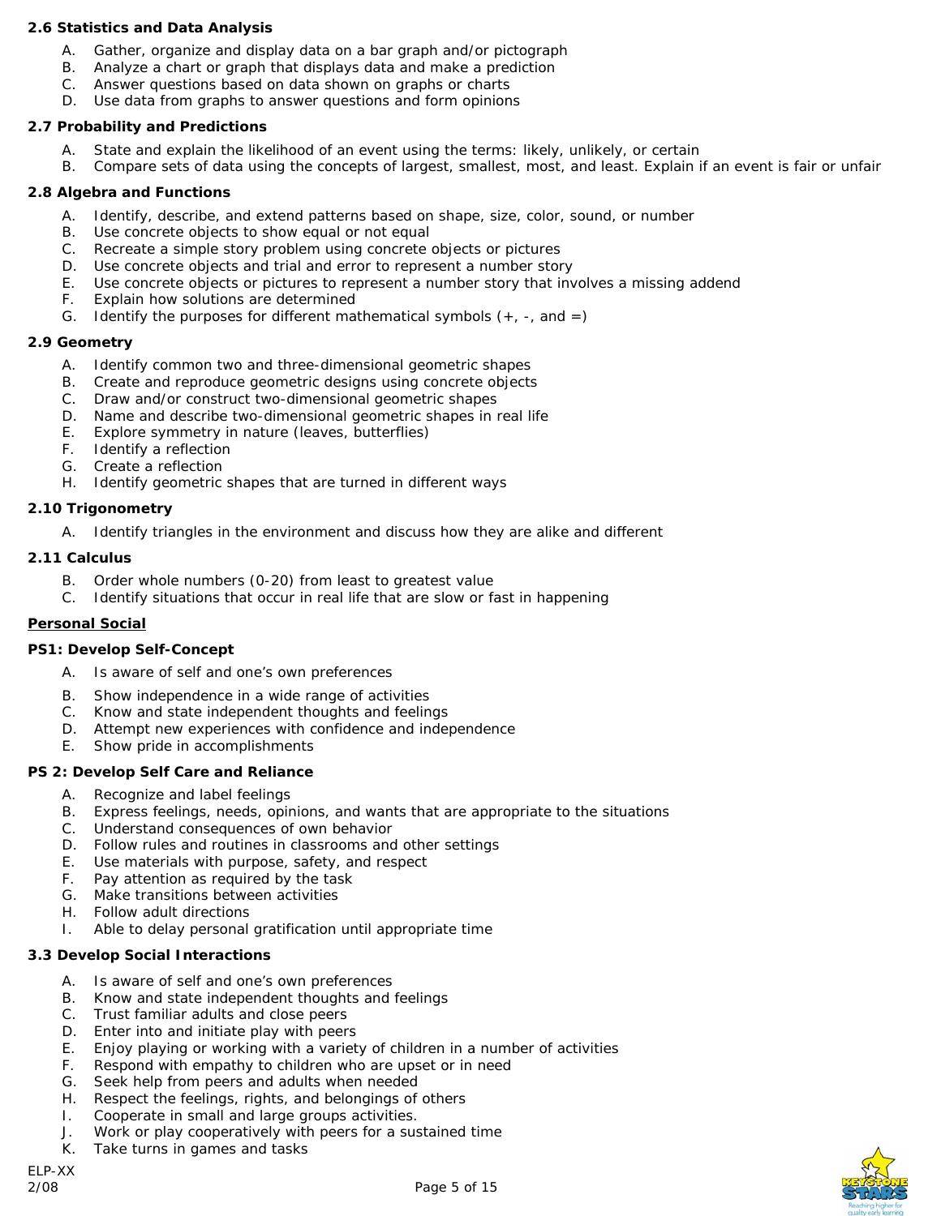**2.6 Statistics and Data Analysis**

A. Gather, organize and display data on a bar graph and/or pictograph
B. Analyze a chart or graph that displays data and make a prediction
C. Answer questions based on data shown on graphs or charts
D. Use data from graphs to answer questions and form opinions

**2.7 Probability and Predictions**

A. State and explain the likelihood of an event using the terms: likely, unlikely, or certain
B. Compare sets of data using the concepts of largest, smallest, most, and least. Explain if an event is fair or unfair

**2.8 Algebra and Functions**

A. Identify, describe, and extend patterns based on shape, size, color, sound, or number
B. Use concrete objects to show equal or not equal
C. Recreate a simple story problem using concrete objects or pictures
D. Use concrete objects and trial and error to represent a number story
E. Use concrete objects or pictures to represent a number story that involves a missing addend
F. Explain how solutions are determined
G. Identify the purposes for different mathematical symbols (+, -, and =)

**2.9 Geometry**

A. Identify common two and three-dimensional geometric shapes
B. Create and reproduce geometric designs using concrete objects
C. Draw and/or construct two-dimensional geometric shapes
D. Name and describe two-dimensional geometric shapes in real life
E. Explore symmetry in nature (leaves, butterflies)
F. Identify a reflection
G. Create a reflection
H. Identify geometric shapes that are turned in different ways

**2.10 Trigonometry**

A. Identify triangles in the environment and discuss how they are alike and different

**2.11 Calculus**

B. Order whole numbers (0-20) from least to greatest value
C. Identify situations that occur in real life that are slow or fast in happening

**<u>Personal Social</u>**

**PS1: Develop Self-Concept**

A. Is aware of self and one's own preferences
B. Show independence in a wide range of activities
C. Know and state independent thoughts and feelings
D. Attempt new experiences with confidence and independence
E. Show pride in accomplishments

**PS 2: Develop Self Care and Reliance**

A. Recognize and label feelings
B. Express feelings, needs, opinions, and wants that are appropriate to the situations
C. Understand consequences of own behavior
D. Follow rules and routines in classrooms and other settings
E. Use materials with purpose, safety, and respect
F. Pay attention as required by the task
G. Make transitions between activities
H. Follow adult directions
I. Able to delay personal gratification until appropriate time

**3.3 Develop Social Interactions**

A. Is aware of self and one's own preferences
B. Know and state independent thoughts and feelings
C. Trust familiar adults and close peers
D. Enter into and initiate play with peers
E. Enjoy playing or working with a variety of children in a number of activities
F. Respond with empathy to children who are upset or in need
G. Seek help from peers and adults when needed
H. Respect the feelings, rights, and belongings of others
I. Cooperate in small and large groups activities.
J. Work or play cooperatively with peers for a sustained time
K. Take turns in games and tasks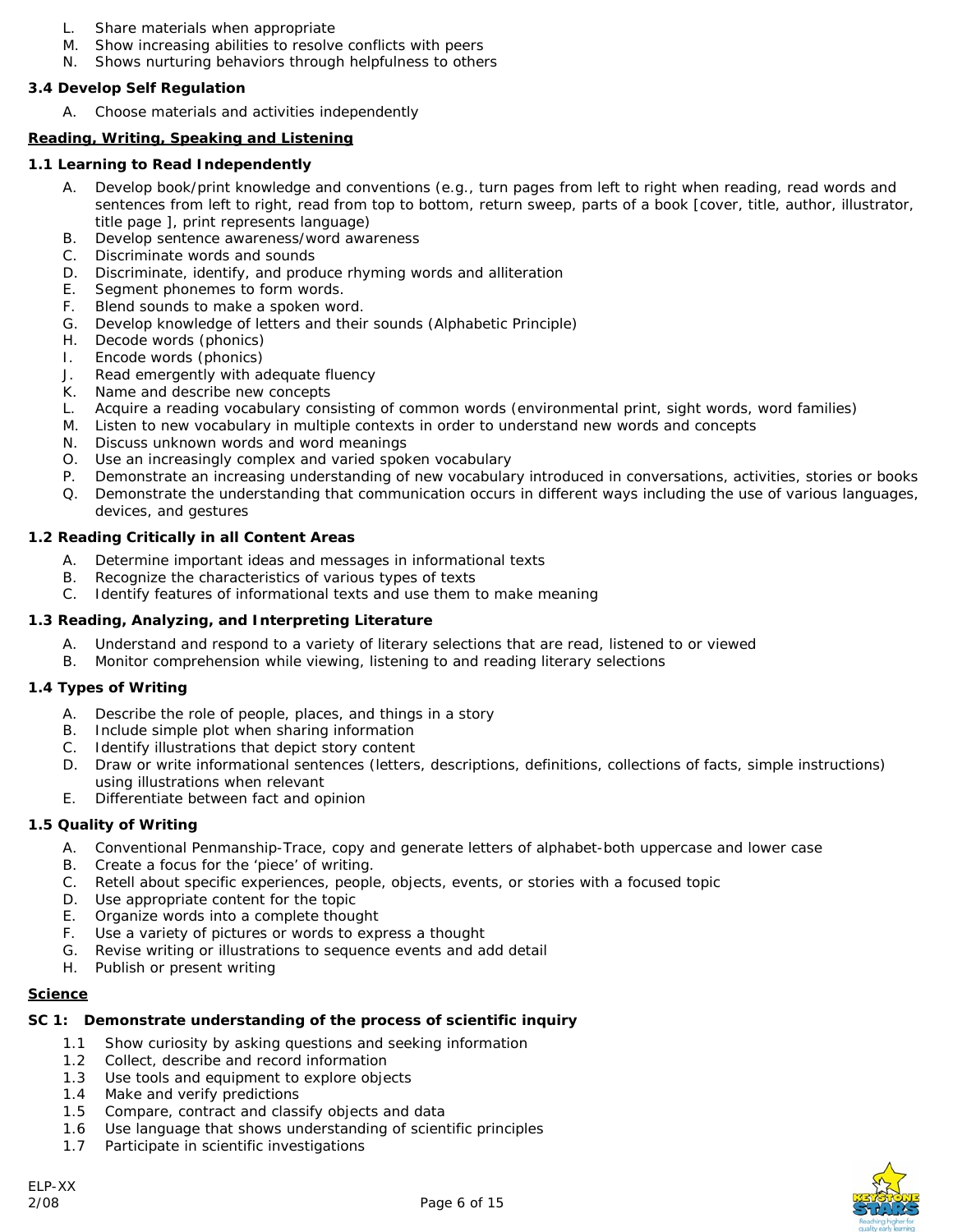L. Share materials when appropriate
M. Show increasing abilities to resolve conflicts with peers
N. Shows nurturing behaviors through helpfulness to others

**3.4 Develop Self Regulation**

A. Choose materials and activities independently

**Reading, Writing, Speaking and Listening**

**1.1 Learning to Read Independently**

A. Develop book/print knowledge and conventions (e.g., turn pages from left to right when reading, read words and sentences from left to right, read from top to bottom, return sweep, parts of a book [cover, title, author, illustrator, title page ], print represents language)
B. Develop sentence awareness/word awareness
C. Discriminate words and sounds
D. Discriminate, identify, and produce rhyming words and alliteration
E. Segment phonemes to form words.
F. Blend sounds to make a spoken word.
G. Develop knowledge of letters and their sounds (Alphabetic Principle)
H. Decode words (phonics)
I. Encode words (phonics)
J. Read emergently with adequate fluency
K. Name and describe new concepts
L. Acquire a reading vocabulary consisting of common words (environmental print, sight words, word families)
M. Listen to new vocabulary in multiple contexts in order to understand new words and concepts
N. Discuss unknown words and word meanings
O. Use an increasingly complex and varied spoken vocabulary
P. Demonstrate an increasing understanding of new vocabulary introduced in conversations, activities, stories or books
Q. Demonstrate the understanding that communication occurs in different ways including the use of various languages, devices, and gestures

**1.2 Reading Critically in all Content Areas**

A. Determine important ideas and messages in informational texts
B. Recognize the characteristics of various types of texts
C. Identify features of informational texts and use them to make meaning

**1.3 Reading, Analyzing, and Interpreting Literature**

A. Understand and respond to a variety of literary selections that are read, listened to or viewed
B. Monitor comprehension while viewing, listening to and reading literary selections

**1.4 Types of Writing**

A. Describe the role of people, places, and things in a story
B. Include simple plot when sharing information
C. Identify illustrations that depict story content
D. Draw or write informational sentences (letters, descriptions, definitions, collections of facts, simple instructions) using illustrations when relevant
E. Differentiate between fact and opinion

**1.5 Quality of Writing**

A. Conventional Penmanship-Trace, copy and generate letters of alphabet-both uppercase and lower case
B. Create a focus for the 'piece' of writing.
C. Retell about specific experiences, people, objects, events, or stories with a focused topic
D. Use appropriate content for the topic
E. Organize words into a complete thought
F. Use a variety of pictures or words to express a thought
G. Revise writing or illustrations to sequence events and add detail
H. Publish or present writing

**Science**

**SC 1: Demonstrate understanding of the process of scientific inquiry**

1.1 Show curiosity by asking questions and seeking information
1.2 Collect, describe and record information
1.3 Use tools and equipment to explore objects
1.4 Make and verify predictions
1.5 Compare, contract and classify objects and data
1.6 Use language that shows understanding of scientific principles
1.7 Participate in scientific investigations

ELP-XX
2/08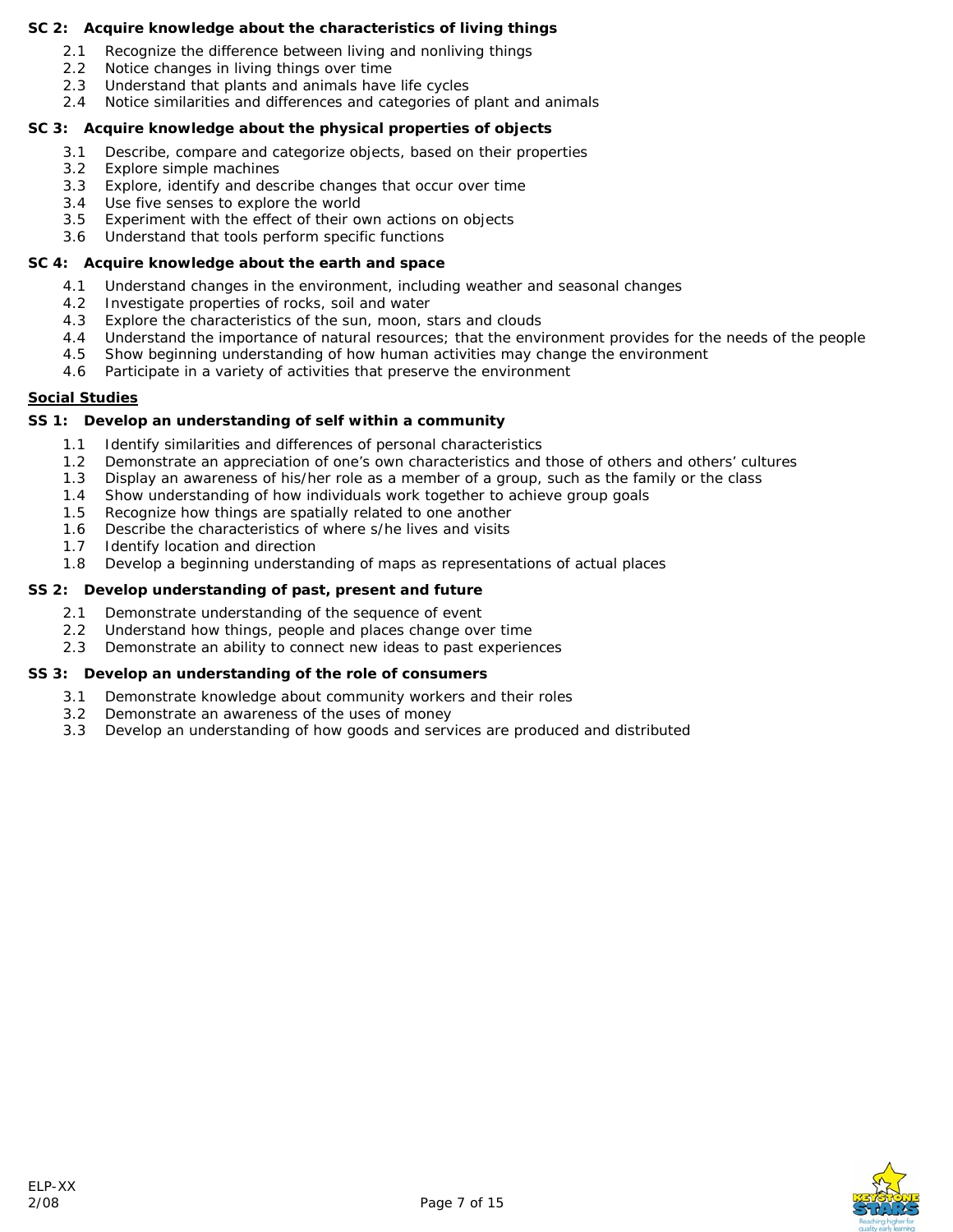**SC 2: Acquire knowledge about the characteristics of living things**

- 2.1 Recognize the difference between living and nonliving things
- 2.2 Notice changes in living things over time
- 2.3 Understand that plants and animals have life cycles
- 2.4 Notice similarities and differences and categories of plant and animals

**SC 3: Acquire knowledge about the physical properties of objects**

- 3.1 Describe, compare and categorize objects, based on their properties
- 3.2 Explore simple machines
- 3.3 Explore, identify and describe changes that occur over time
- 3.4 Use five senses to explore the world
- 3.5 Experiment with the effect of their own actions on objects
- 3.6 Understand that tools perform specific functions

**SC 4: Acquire knowledge about the earth and space**

- 4.1 Understand changes in the environment, including weather and seasonal changes
- 4.2 Investigate properties of rocks, soil and water
- 4.3 Explore the characteristics of the sun, moon, stars and clouds
- 4.4 Understand the importance of natural resources; that the environment provides for the needs of the people
- 4.5 Show beginning understanding of how human activities may change the environment
- 4.6 Participate in a variety of activities that preserve the environment

## Social Studies

**SS 1: Develop an understanding of self within a community**

- 1.1 Identify similarities and differences of personal characteristics
- 1.2 Demonstrate an appreciation of one's own characteristics and those of others and others' cultures
- 1.3 Display an awareness of his/her role as a member of a group, such as the family or the class
- 1.4 Show understanding of how individuals work together to achieve group goals
- 1.5 Recognize how things are spatially related to one another
- 1.6 Describe the characteristics of where s/he lives and visits
- 1.7 Identify location and direction
- 1.8 Develop a beginning understanding of maps as representations of actual places

**SS 2: Develop understanding of past, present and future**

- 2.1 Demonstrate understanding of the sequence of event
- 2.2 Understand how things, people and places change over time
- 2.3 Demonstrate an ability to connect new ideas to past experiences

**SS 3: Develop an understanding of the role of consumers**

- 3.1 Demonstrate knowledge about community workers and their roles
- 3.2 Demonstrate an awareness of the uses of money
- 3.3 Develop an understanding of how goods and services are produced and distributed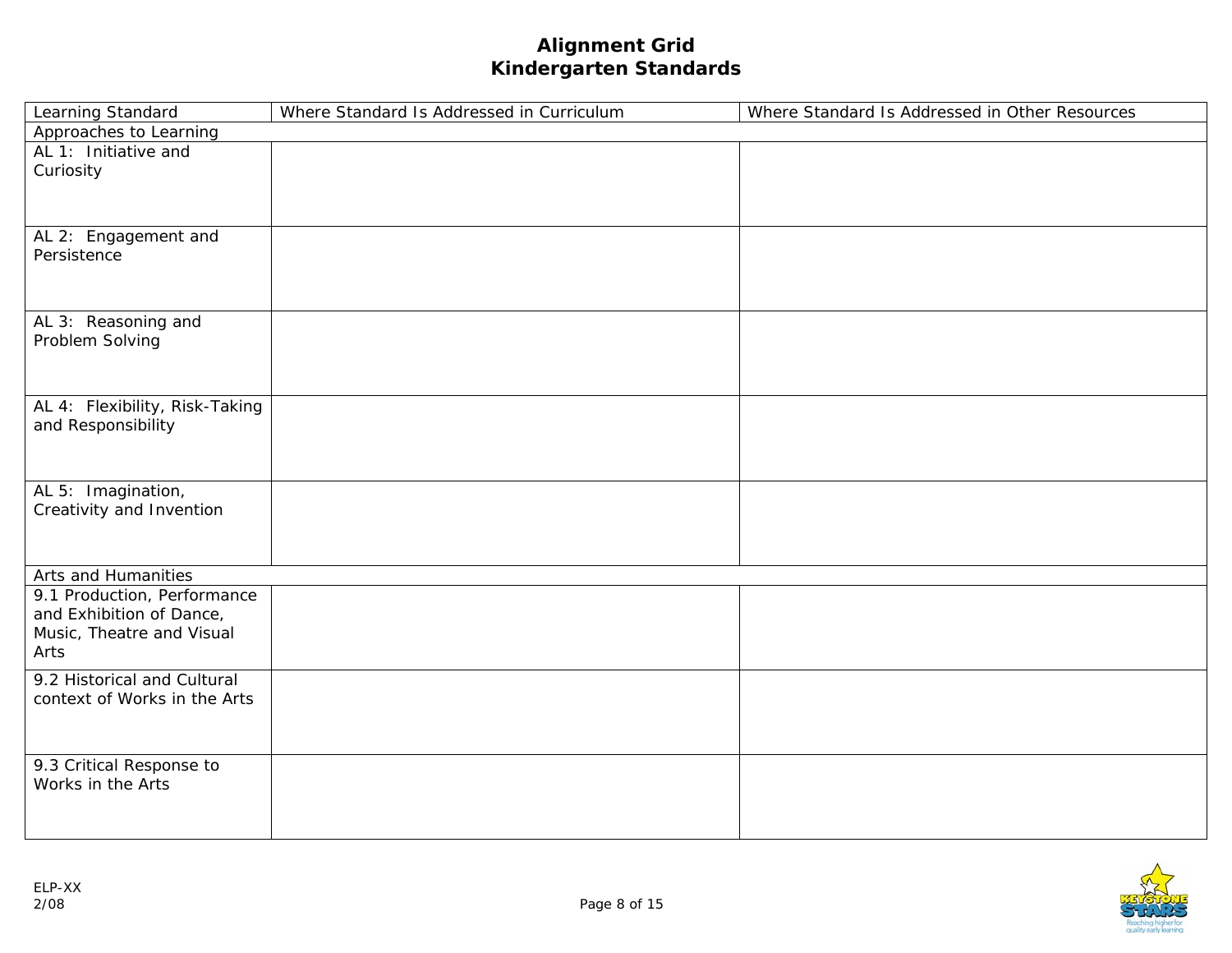# Alignment Grid
## Kindergarten Standards

| Learning Standard | Where Standard Is Addressed in Curriculum | Where Standard Is Addressed in Other Resources |
|---|---|---|
| Approaches to Learning | | |
| AL 1: Initiative and Curiosity | | |
| AL 2: Engagement and Persistence | | |
| AL 3: Reasoning and Problem Solving | | |
| AL 4: Flexibility, Risk-Taking and Responsibility | | |
| AL 5: Imagination, Creativity and Invention | | |
| Arts and Humanities | | |
| 9.1 Production, Performance and Exhibition of Dance, Music, Theatre and Visual Arts | | |
| 9.2 Historical and Cultural context of Works in the Arts | | |
| 9.3 Critical Response to Works in the Arts | | |

ELP-XX
2/08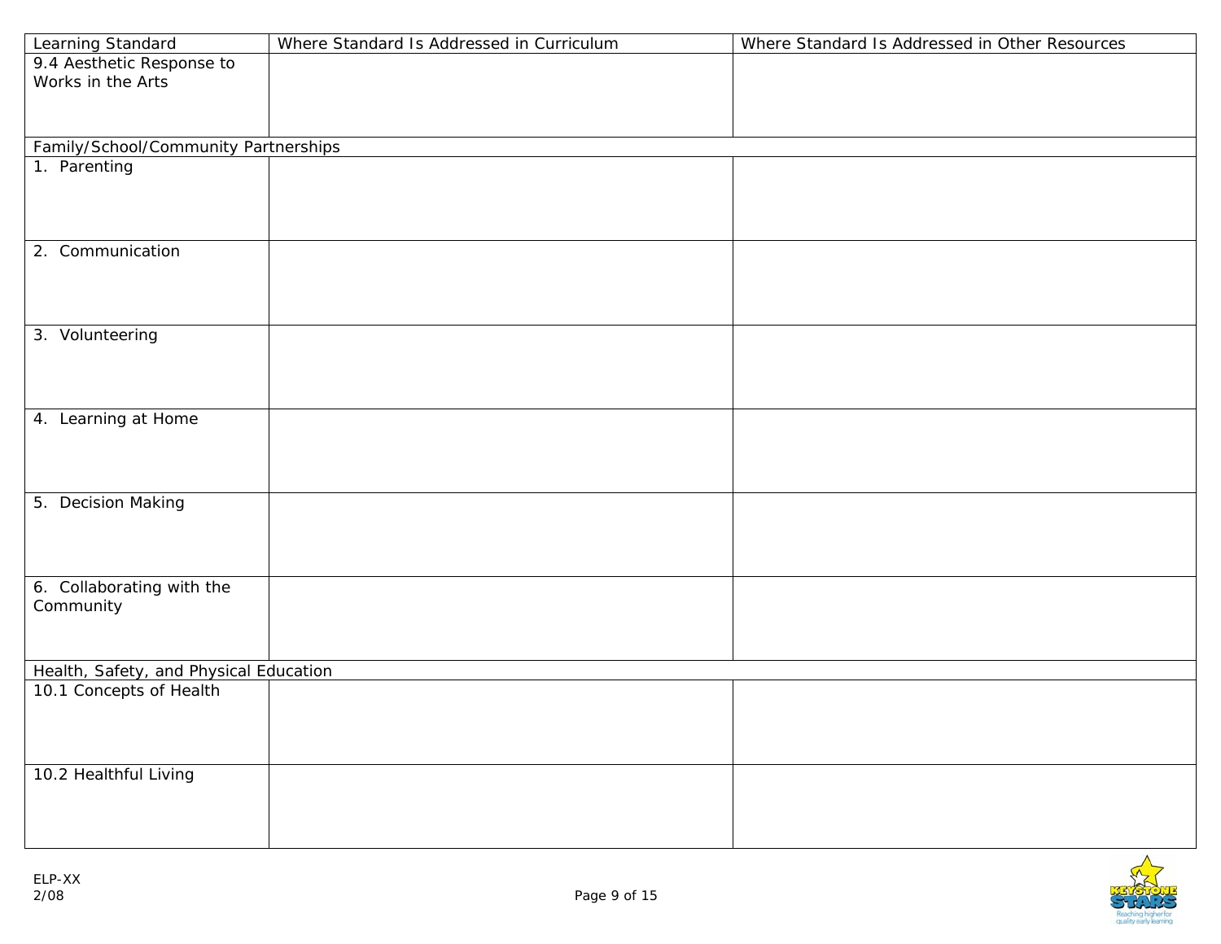| Learning Standard | Where Standard Is Addressed in Curriculum | Where Standard Is Addressed in Other Resources |
|---|---|---|
| 9.4 Aesthetic Response to Works in the Arts | | |
| Family/School/Community Partnerships | | |
| 1. Parenting | | |
| 2. Communication | | |
| 3. Volunteering | | |
| 4. Learning at Home | | |
| 5. Decision Making | | |
| 6. Collaborating with the Community | | |
| Health, Safety, and Physical Education | | |
| 10.1 Concepts of Health | | |
| 10.2 Healthful Living | | |

ELP-XX
2/08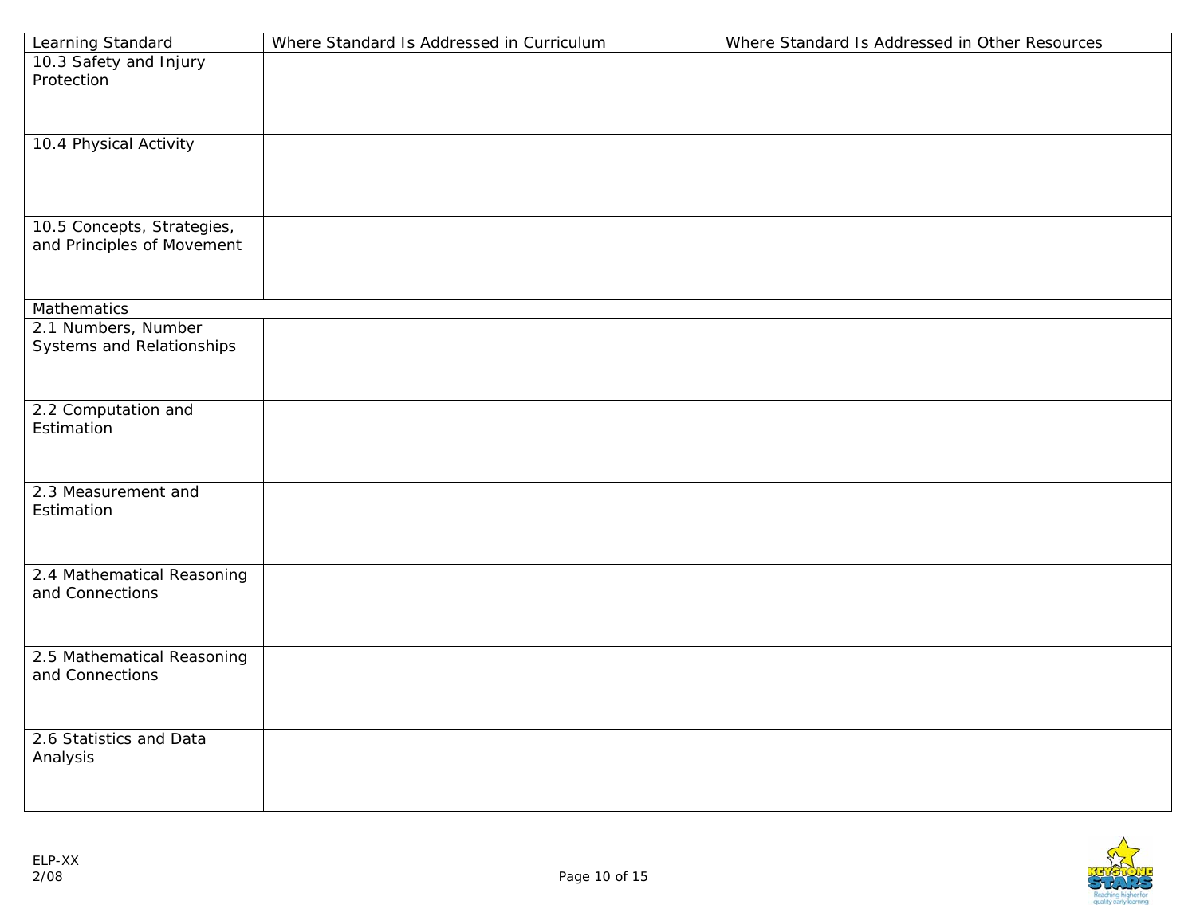| Learning Standard | Where Standard Is Addressed in Curriculum | Where Standard Is Addressed in Other Resources |
| --- | --- | --- |
| 10.3 Safety and Injury Protection | | |
| 10.4 Physical Activity | | |
| 10.5 Concepts, Strategies, and Principles of Movement | | |
| Mathematics | | |
| 2.1 Numbers, Number Systems and Relationships | | |
| 2.2 Computation and Estimation | | |
| 2.3 Measurement and Estimation | | |
| 2.4 Mathematical Reasoning and Connections | | |
| 2.5 Mathematical Reasoning and Connections | | |
| 2.6 Statistics and Data Analysis | | |

ELP-XX
2/08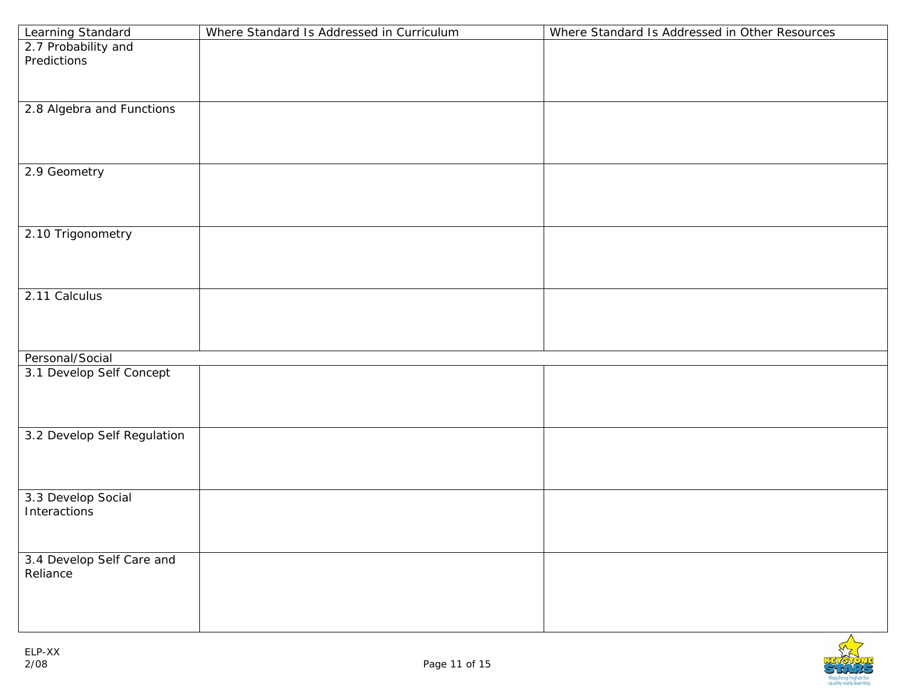| Learning Standard | Where Standard Is Addressed in Curriculum | Where Standard Is Addressed in Other Resources |
|---|---|---|
| 2.7 Probability and Predictions | | |
| 2.8 Algebra and Functions | | |
| 2.9 Geometry | | |
| 2.10 Trigonometry | | |
| 2.11 Calculus | | |
| Personal/Social | | |
| 3.1 Develop Self Concept | | |
| 3.2 Develop Self Regulation | | |
| 3.3 Develop Social Interactions | | |
| 3.4 Develop Self Care and Reliance | | |

ELP-XX
2/08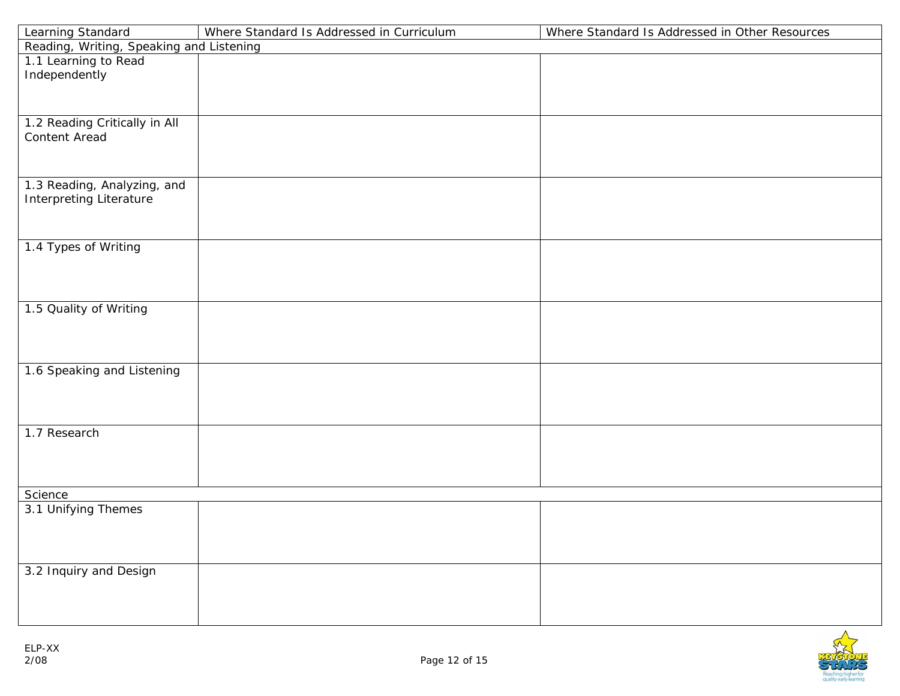| Learning Standard | Where Standard Is Addressed in Curriculum | Where Standard Is Addressed in Other Resources |
|---|---|---|
| Reading, Writing, Speaking and Listening | | |
| 1.1 Learning to Read Independently | | |
| 1.2 Reading Critically in All Content Aread | | |
| 1.3 Reading, Analyzing, and Interpreting Literature | | |
| 1.4 Types of Writing | | |
| 1.5 Quality of Writing | | |
| 1.6 Speaking and Listening | | |
| 1.7 Research | | |
| Science | | |
| 3.1 Unifying Themes | | |
| 3.2 Inquiry and Design | | |

ELP-XX
2/08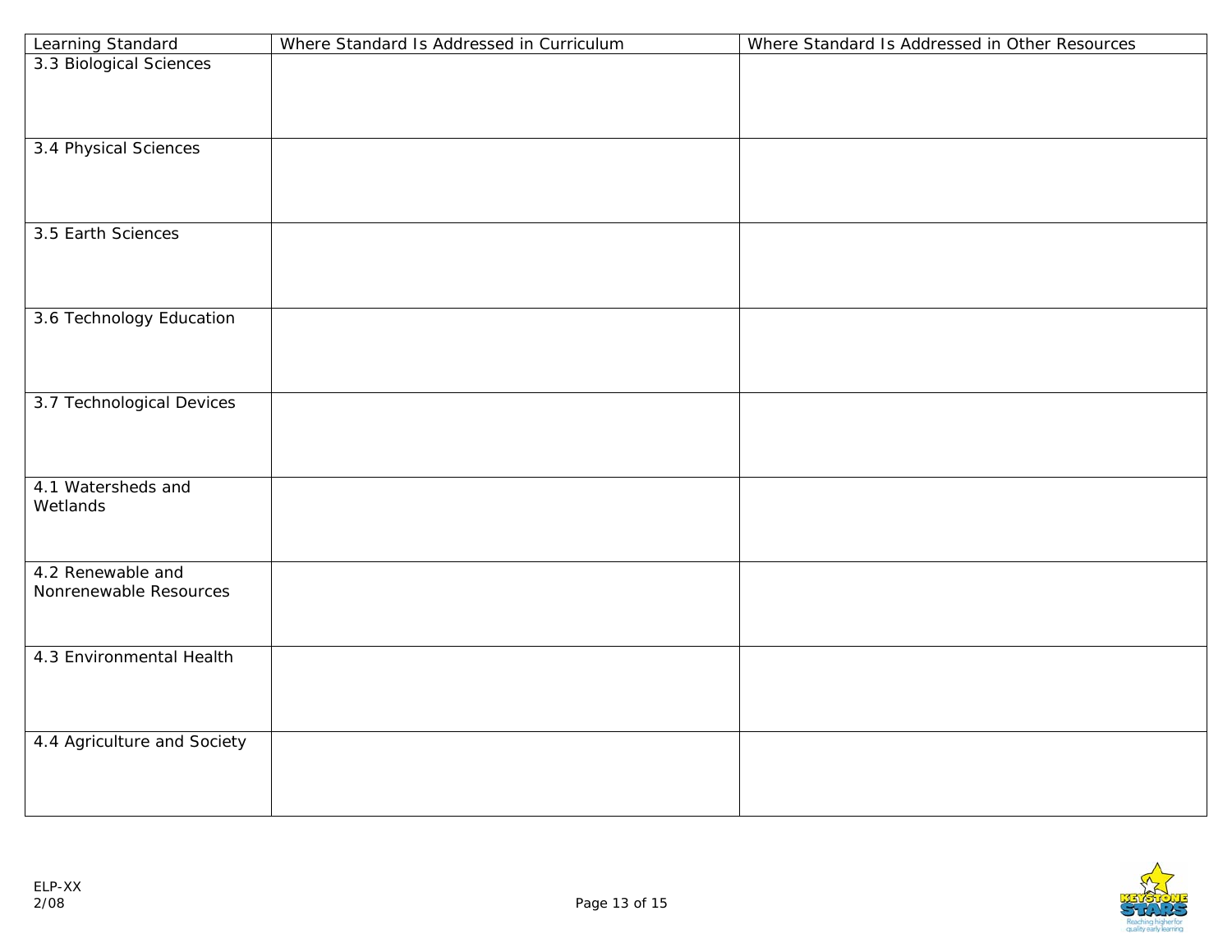| Learning Standard | Where Standard Is Addressed in Curriculum | Where Standard Is Addressed in Other Resources |
|---|---|---|
| 3.3 Biological Sciences | | |
| 3.4 Physical Sciences | | |
| 3.5 Earth Sciences | | |
| 3.6 Technology Education | | |
| 3.7 Technological Devices | | |
| 4.1 Watersheds and Wetlands | | |
| 4.2 Renewable and Nonrenewable Resources | | |
| 4.3 Environmental Health | | |
| 4.4 Agriculture and Society | | |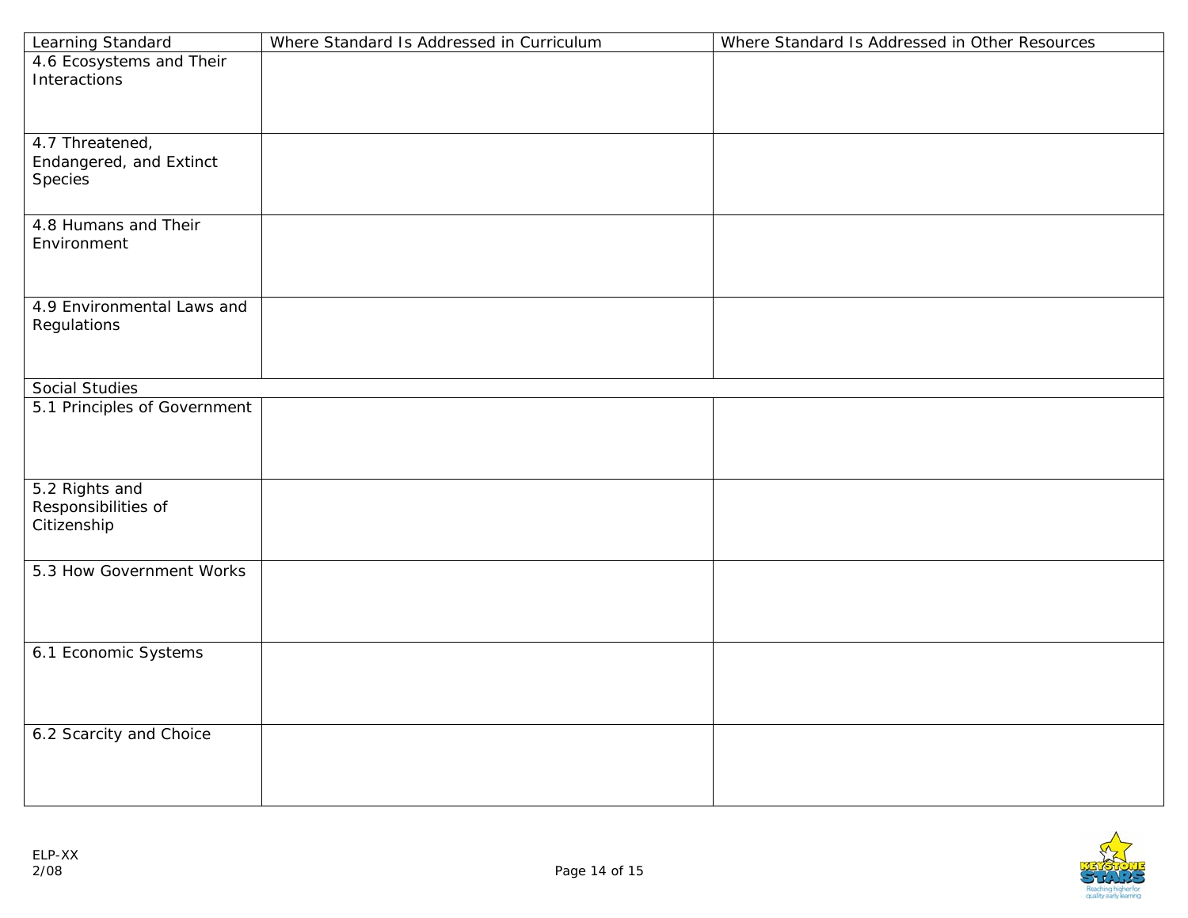| Learning Standard | Where Standard Is Addressed in Curriculum | Where Standard Is Addressed in Other Resources |
|---|---|---|
| 4.6 Ecosystems and Their Interactions | | |
| 4.7 Threatened, Endangered, and Extinct Species | | |
| 4.8 Humans and Their Environment | | |
| 4.9 Environmental Laws and Regulations | | |
| Social Studies | | |
| 5.1 Principles of Government | | |
| 5.2 Rights and Responsibilities of Citizenship | | |
| 5.3 How Government Works | | |
| 6.1 Economic Systems | | |
| 6.2 Scarcity and Choice | | |

ELP-XX
2/08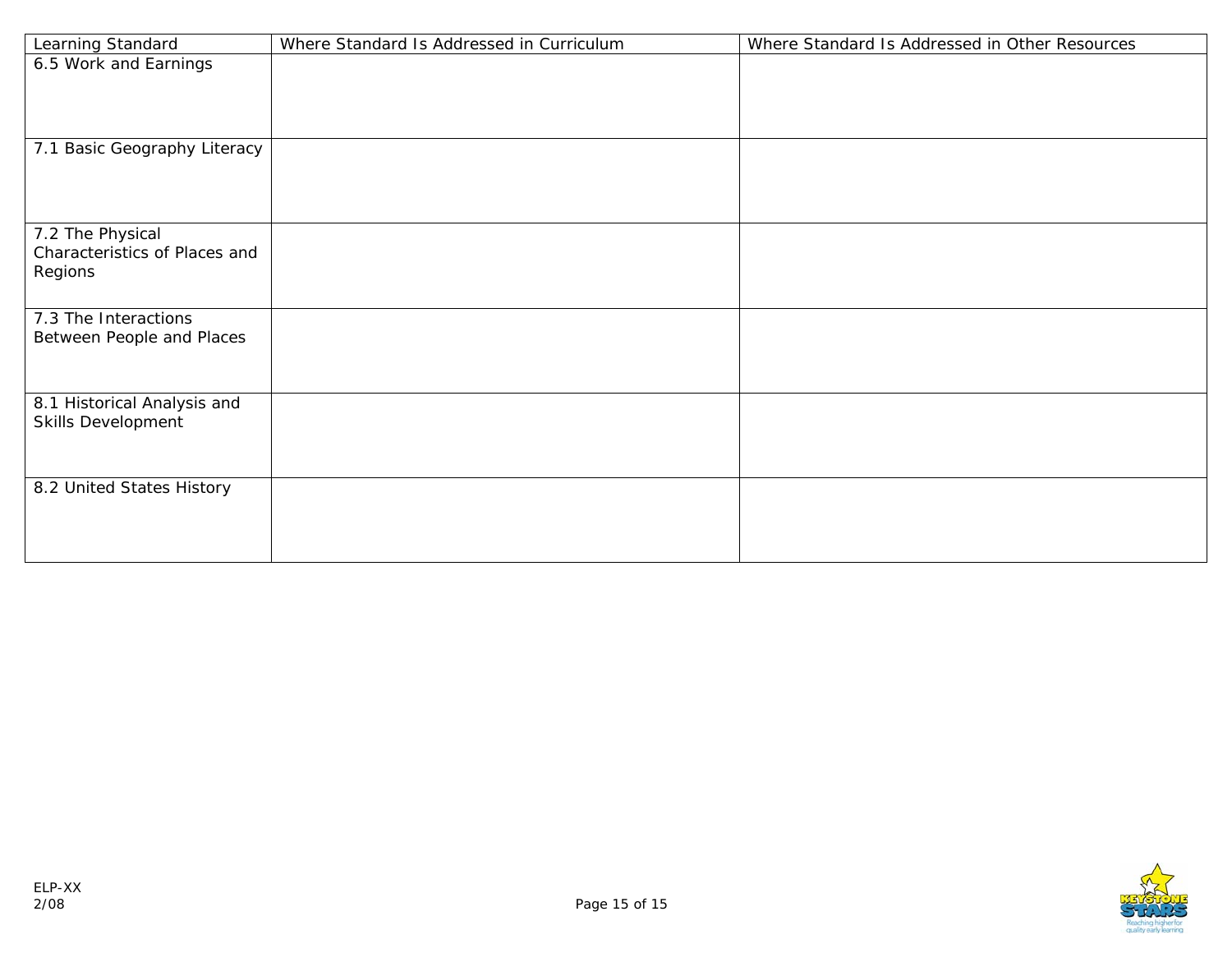| Learning Standard | Where Standard Is Addressed in Curriculum | Where Standard Is Addressed in Other Resources |
|---|---|---|
| 6.5 Work and Earnings | | |
| 7.1 Basic Geography Literacy | | |
| 7.2 The Physical Characteristics of Places and Regions | | |
| 7.3 The Interactions Between People and Places | | |
| 8.1 Historical Analysis and Skills Development | | |
| 8.2 United States History | | |